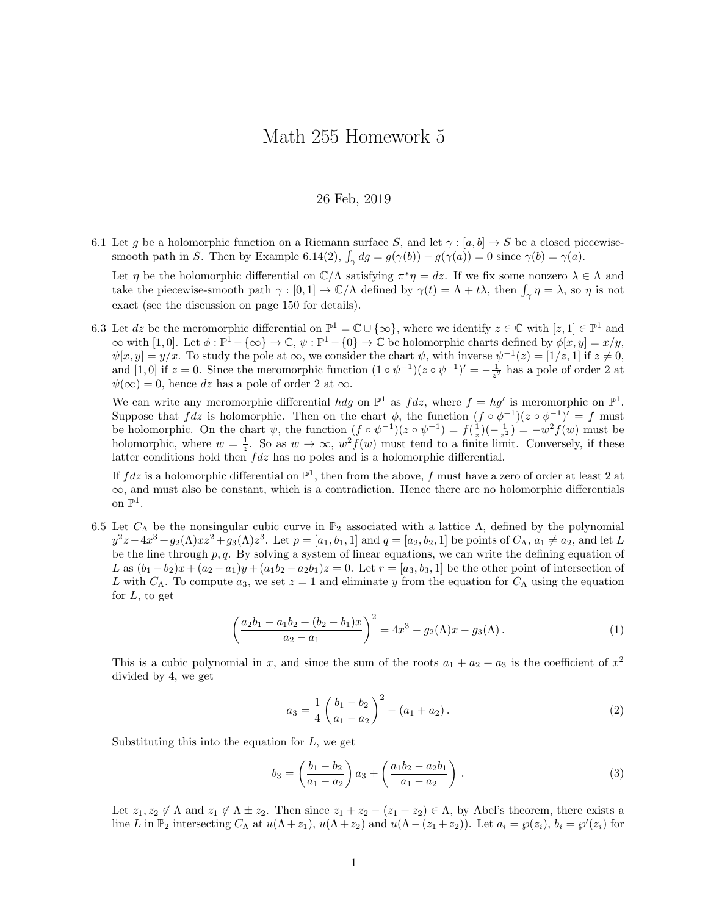# Math 255 Homework 5

26 Feb, 2019

6.1 Let $g$ be a holomorphic function on a Riemann surface $S$, and let $\gamma : [a, b] \to S$ be a closed piecewise-smooth path in $S$. Then by Example 6.14(2), $\int_\gamma dg = g(\gamma(b)) - g(\gamma(a)) = 0$ since $\gamma(b) = \gamma(a)$.

Let $\eta$ be the holomorphic differential on $\mathbb{C}/\Lambda$ satisfying $\pi^*\eta = dz$. If we fix some nonzero $\lambda \in \Lambda$ and take the piecewise-smooth path $\gamma : [0, 1] \to \mathbb{C}/\Lambda$ defined by $\gamma(t) = \Lambda + t\lambda$, then $\int_\gamma \eta = \lambda$, so $\eta$ is not exact (see the discussion on page 150 for details).

6.3 Let $dz$ be the meromorphic differential on $\mathbb{P}^1 = \mathbb{C} \cup \{\infty\}$, where we identify $z \in \mathbb{C}$ with $[z, 1] \in \mathbb{P}^1$ and $\infty$ with $[1, 0]$. Let $\phi : \mathbb{P}^1 - \{\infty\} \to \mathbb{C}$, $\psi : \mathbb{P}^1 - \{0\} \to \mathbb{C}$ be holomorphic charts defined by $\phi[x, y] = x/y$, $\psi[x, y] = y/x$. To study the pole at $\infty$, we consider the chart $\psi$, with inverse $\psi^{-1}(z) = [1/z, 1]$ if $z \neq 0$, and $[1, 0]$ if $z = 0$. Since the meromorphic function $(1 \circ \psi^{-1})(z \circ \psi^{-1})' = -\frac{1}{z^2}$ has a pole of order 2 at $\psi(\infty) = 0$, hence $dz$ has a pole of order 2 at $\infty$.

We can write any meromorphic differential $hdg$ on $\mathbb{P}^1$ as $fdz$, where $f = hg'$ is meromorphic on $\mathbb{P}^1$. Suppose that $fdz$ is holomorphic. Then on the chart $\phi$, the function $(f \circ \phi^{-1})(z \circ \phi^{-1})' = f$ must be holomorphic. On the chart $\psi$, the function $(f \circ \psi^{-1})(z \circ \psi^{-1}) = f(\frac{1}{z})(-\frac{1}{z^2}) = -w^2 f(w)$ must be holomorphic, where $w = \frac{1}{z}$. So as $w \to \infty$, $w^2 f(w)$ must tend to a finite limit. Conversely, if these latter conditions hold then $fdz$ has no poles and is a holomorphic differential.

If $fdz$ is a holomorphic differential on $\mathbb{P}^1$, then from the above, $f$ must have a zero of order at least 2 at $\infty$, and must also be constant, which is a contradiction. Hence there are no holomorphic differentials on $\mathbb{P}^1$.

6.5 Let $C_\Lambda$ be the nonsingular cubic curve in $\mathbb{P}_2$ associated with a lattice $\Lambda$, defined by the polynomial $y^2 z - 4x^3 + g_2(\Lambda)xz^2 + g_3(\Lambda)z^3$. Let $p = [a_1, b_1, 1]$ and $q = [a_2, b_2, 1]$ be points of $C_\Lambda$, $a_1 \neq a_2$, and let $L$ be the line through $p, q$. By solving a system of linear equations, we can write the defining equation of $L$ as $(b_1 - b_2)x + (a_2 - a_1)y + (a_1 b_2 - a_2 b_1)z = 0$. Let $r = [a_3, b_3, 1]$ be the other point of intersection of $L$ with $C_\Lambda$. To compute $a_3$, we set $z = 1$ and eliminate $y$ from the equation for $C_\Lambda$ using the equation for $L$, to get

$$\left( \frac{a_2 b_1 - a_1 b_2 + (b_2 - b_1)x}{a_2 - a_1} \right)^2 = 4x^3 - g_2(\Lambda)x - g_3(\Lambda)\,. \tag{1}$$

This is a cubic polynomial in $x$, and since the sum of the roots $a_1 + a_2 + a_3$ is the coefficient of $x^2$ divided by 4, we get

$$a_3 = \frac{1}{4} \left( \frac{b_1 - b_2}{a_1 - a_2} \right)^2 - (a_1 + a_2)\,. \tag{2}$$

Substituting this into the equation for $L$, we get

$$b_3 = \left( \frac{b_1 - b_2}{a_1 - a_2} \right) a_3 + \left( \frac{a_1 b_2 - a_2 b_1}{a_1 - a_2} \right)\,. \tag{3}$$

Let $z_1, z_2 \notin \Lambda$ and $z_1 \notin \Lambda \pm z_2$. Then since $z_1 + z_2 - (z_1 + z_2) \in \Lambda$, by Abel's theorem, there exists a line $L$ in $\mathbb{P}_2$ intersecting $C_\Lambda$ at $u(\Lambda + z_1)$, $u(\Lambda + z_2)$ and $u(\Lambda - (z_1 + z_2))$. Let $a_i = \wp(z_i)$, $b_i = \wp'(z_i)$ for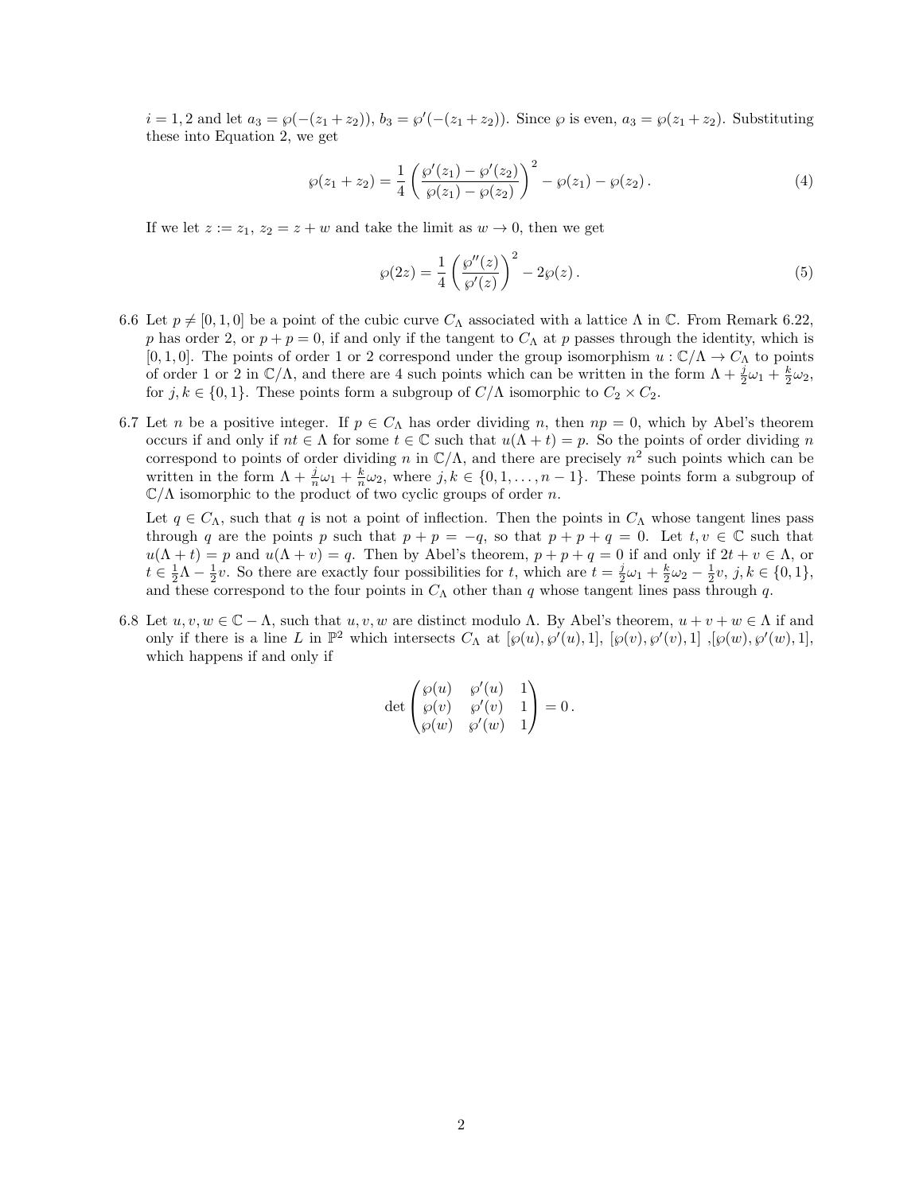$i = 1, 2$ and let $a_3 = \wp(-(z_1 + z_2))$, $b_3 = \wp'(-(z_1 + z_2))$. Since $\wp$ is even, $a_3 = \wp(z_1 + z_2)$. Substituting these into Equation 2, we get

$$\wp(z_1 + z_2) = \frac{1}{4}\left(\frac{\wp'(z_1) - \wp'(z_2)}{\wp(z_1) - \wp(z_2)}\right)^2 - \wp(z_1) - \wp(z_2)\,. \tag{4}$$

If we let $z := z_1$, $z_2 = z + w$ and take the limit as $w \to 0$, then we get

$$\wp(2z) = \frac{1}{4}\left(\frac{\wp''(z)}{\wp'(z)}\right)^2 - 2\wp(z)\,. \tag{5}$$

6.6 Let $p \neq [0, 1, 0]$ be a point of the cubic curve $C_\Lambda$ associated with a lattice $\Lambda$ in $\mathbb{C}$. From Remark 6.22, $p$ has order 2, or $p + p = 0$, if and only if the tangent to $C_\Lambda$ at $p$ passes through the identity, which is $[0, 1, 0]$. The points of order 1 or 2 correspond under the group isomorphism $u : \mathbb{C}/\Lambda \to C_\Lambda$ to points of order 1 or 2 in $\mathbb{C}/\Lambda$, and there are 4 such points which can be written in the form $\Lambda + \frac{j}{2}\omega_1 + \frac{k}{2}\omega_2$, for $j, k \in \{0, 1\}$. These points form a subgroup of $C/\Lambda$ isomorphic to $C_2 \times C_2$.

6.7 Let $n$ be a positive integer. If $p \in C_\Lambda$ has order dividing $n$, then $np = 0$, which by Abel's theorem occurs if and only if $nt \in \Lambda$ for some $t \in \mathbb{C}$ such that $u(\Lambda + t) = p$. So the points of order dividing $n$ correspond to points of order dividing $n$ in $\mathbb{C}/\Lambda$, and there are precisely $n^2$ such points which can be written in the form $\Lambda + \frac{j}{n}\omega_1 + \frac{k}{n}\omega_2$, where $j, k \in \{0, 1, \ldots, n-1\}$. These points form a subgroup of $\mathbb{C}/\Lambda$ isomorphic to the product of two cyclic groups of order $n$.

Let $q \in C_\Lambda$, such that $q$ is not a point of inflection. Then the points in $C_\Lambda$ whose tangent lines pass through $q$ are the points $p$ such that $p + p = -q$, so that $p + p + q = 0$. Let $t, v \in \mathbb{C}$ such that $u(\Lambda + t) = p$ and $u(\Lambda + v) = q$. Then by Abel's theorem, $p + p + q = 0$ if and only if $2t + v \in \Lambda$, or $t \in \frac{1}{2}\Lambda - \frac{1}{2}v$. So there are exactly four possibilities for $t$, which are $t = \frac{j}{2}\omega_1 + \frac{k}{2}\omega_2 - \frac{1}{2}v$, $j, k \in \{0, 1\}$, and these correspond to the four points in $C_\Lambda$ other than $q$ whose tangent lines pass through $q$.

6.8 Let $u, v, w \in \mathbb{C} - \Lambda$, such that $u, v, w$ are distinct modulo $\Lambda$. By Abel's theorem, $u + v + w \in \Lambda$ if and only if there is a line $L$ in $\mathbb{P}^2$ which intersects $C_\Lambda$ at $[\wp(u), \wp'(u), 1]$, $[\wp(v), \wp'(v), 1]$ ,$[\wp(w), \wp'(w), 1]$, which happens if and only if

$$\det\begin{pmatrix} \wp(u) & \wp'(u) & 1 \\ \wp(v) & \wp'(v) & 1 \\ \wp(w) & \wp'(w) & 1 \end{pmatrix} = 0\,.$$